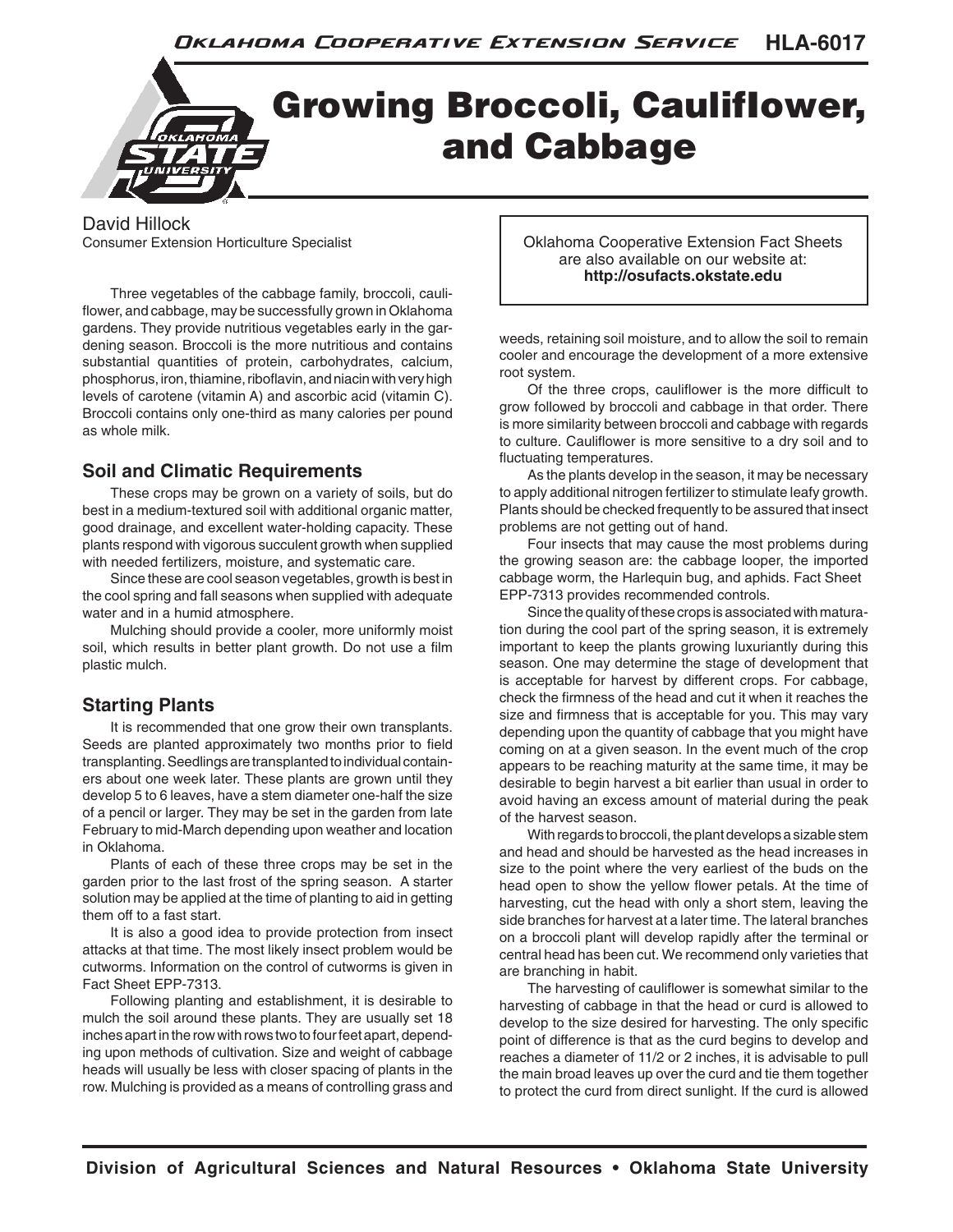# Growing Broccoli, Cauliflower, and Cabbage

David Hillock
Consumer Extension Horticulture Specialist

Oklahoma Cooperative Extension Fact Sheets are also available on our website at: **http://osufacts.okstate.edu**

Three vegetables of the cabbage family, broccoli, cauliflower, and cabbage, may be successfully grown in Oklahoma gardens. They provide nutritious vegetables early in the gardening season. Broccoli is the more nutritious and contains substantial quantities of protein, carbohydrates, calcium, phosphorus, iron, thiamine, riboflavin, and niacin with very high levels of carotene (vitamin A) and ascorbic acid (vitamin C). Broccoli contains only one-third as many calories per pound as whole milk.

## Soil and Climatic Requirements

These crops may be grown on a variety of soils, but do best in a medium-textured soil with additional organic matter, good drainage, and excellent water-holding capacity. These plants respond with vigorous succulent growth when supplied with needed fertilizers, moisture, and systematic care.

Since these are cool season vegetables, growth is best in the cool spring and fall seasons when supplied with adequate water and in a humid atmosphere.

Mulching should provide a cooler, more uniformly moist soil, which results in better plant growth. Do not use a film plastic mulch.

## Starting Plants

It is recommended that one grow their own transplants. Seeds are planted approximately two months prior to field transplanting. Seedlings are transplanted to individual containers about one week later. These plants are grown until they develop 5 to 6 leaves, have a stem diameter one-half the size of a pencil or larger. They may be set in the garden from late February to mid-March depending upon weather and location in Oklahoma.

Plants of each of these three crops may be set in the garden prior to the last frost of the spring season. A starter solution may be applied at the time of planting to aid in getting them off to a fast start.

It is also a good idea to provide protection from insect attacks at that time. The most likely insect problem would be cutworms. Information on the control of cutworms is given in Fact Sheet EPP-7313.

Following planting and establishment, it is desirable to mulch the soil around these plants. They are usually set 18 inches apart in the row with rows two to four feet apart, depending upon methods of cultivation. Size and weight of cabbage heads will usually be less with closer spacing of plants in the row. Mulching is provided as a means of controlling grass and weeds, retaining soil moisture, and to allow the soil to remain cooler and encourage the development of a more extensive root system.

Of the three crops, cauliflower is the more difficult to grow followed by broccoli and cabbage in that order. There is more similarity between broccoli and cabbage with regards to culture. Cauliflower is more sensitive to a dry soil and to fluctuating temperatures.

As the plants develop in the season, it may be necessary to apply additional nitrogen fertilizer to stimulate leafy growth. Plants should be checked frequently to be assured that insect problems are not getting out of hand.

Four insects that may cause the most problems during the growing season are: the cabbage looper, the imported cabbage worm, the Harlequin bug, and aphids. Fact Sheet EPP-7313 provides recommended controls.

Since the quality of these crops is associated with maturation during the cool part of the spring season, it is extremely important to keep the plants growing luxuriantly during this season. One may determine the stage of development that is acceptable for harvest by different crops. For cabbage, check the firmness of the head and cut it when it reaches the size and firmness that is acceptable for you. This may vary depending upon the quantity of cabbage that you might have coming on at a given season. In the event much of the crop appears to be reaching maturity at the same time, it may be desirable to begin harvest a bit earlier than usual in order to avoid having an excess amount of material during the peak of the harvest season.

With regards to broccoli, the plant develops a sizable stem and head and should be harvested as the head increases in size to the point where the very earliest of the buds on the head open to show the yellow flower petals. At the time of harvesting, cut the head with only a short stem, leaving the side branches for harvest at a later time. The lateral branches on a broccoli plant will develop rapidly after the terminal or central head has been cut. We recommend only varieties that are branching in habit.

The harvesting of cauliflower is somewhat similar to the harvesting of cabbage in that the head or curd is allowed to develop to the size desired for harvesting. The only specific point of difference is that as the curd begins to develop and reaches a diameter of 11/2 or 2 inches, it is advisable to pull the main broad leaves up over the curd and tie them together to protect the curd from direct sunlight. If the curd is allowed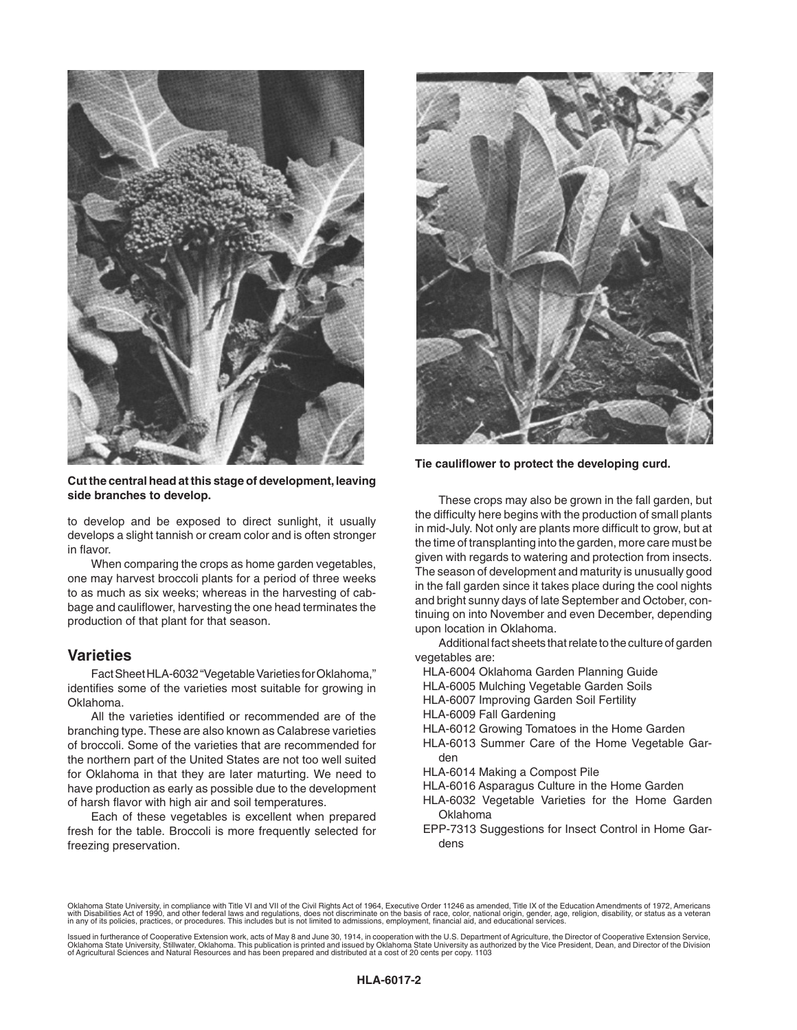Cut the central head at this stage of development, leaving side branches to develop.

Tie cauliflower to protect the developing curd.

to develop and be exposed to direct sunlight, it usually develops a slight tannish or cream color and is often stronger in flavor.

When comparing the crops as home garden vegetables, one may harvest broccoli plants for a period of three weeks to as much as six weeks; whereas in the harvesting of cabbage and cauliflower, harvesting the one head terminates the production of that plant for that season.

## Varieties

Fact Sheet HLA-6032 "Vegetable Varieties for Oklahoma," identifies some of the varieties most suitable for growing in Oklahoma.

All the varieties identified or recommended are of the branching type. These are also known as Calabrese varieties of broccoli. Some of the varieties that are recommended for the northern part of the United States are not too well suited for Oklahoma in that they are later maturing. We need to have production as early as possible due to the development of harsh flavor with high air and soil temperatures.

Each of these vegetables is excellent when prepared fresh for the table. Broccoli is more frequently selected for freezing preservation.

These crops may also be grown in the fall garden, but the difficulty here begins with the production of small plants in mid-July. Not only are plants more difficult to grow, but at the time of transplanting into the garden, more care must be given with regards to watering and protection from insects. The season of development and maturity is unusually good in the fall garden since it takes place during the cool nights and bright sunny days of late September and October, continuing on into November and even December, depending upon location in Oklahoma.

Additional fact sheets that relate to the culture of garden vegetables are:

- HLA-6004 Oklahoma Garden Planning Guide
- HLA-6005 Mulching Vegetable Garden Soils
- HLA-6007 Improving Garden Soil Fertility
- HLA-6009 Fall Gardening
- HLA-6012 Growing Tomatoes in the Home Garden
- HLA-6013 Summer Care of the Home Vegetable Garden
- HLA-6014 Making a Compost Pile
- HLA-6016 Asparagus Culture in the Home Garden
- HLA-6032 Vegetable Varieties for the Home Garden Oklahoma
- EPP-7313 Suggestions for Insect Control in Home Gardens

Oklahoma State University, in compliance with Title VI and VII of the Civil Rights Act of 1964, Executive Order 11246 as amended, Title IX of the Education Amendments of 1972, Americans with Disabilities Act of 1990, and other federal laws and regulations, does not discriminate on the basis of race, color, national origin, gender, age, religion, disability, or status as a veteran in any of its policies, practices, or procedures. This includes but is not limited to admissions, employment, financial aid, and educational services.

Issued in furtherance of Cooperative Extension work, acts of May 8 and June 30, 1914, in cooperation with the U.S. Department of Agriculture, the Director of Cooperative Extension Service, Oklahoma State University, Stillwater, Oklahoma. This publication is printed and issued by Oklahoma State University as authorized by the Vice President, Dean, and Director of the Division of Agricultural Sciences and Natural Resources and has been prepared and distributed at a cost of 20 cents per copy. 1103